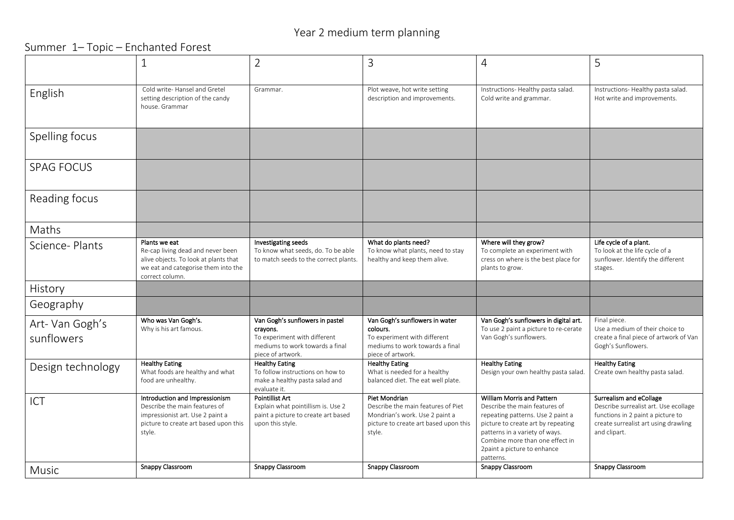# Year 2 medium term planning

## Summer 1– Topic – Enchanted Forest

| | 1 | 2 | 3 | 4 | 5 |
|---|---|---|---|---|---|
| English | Cold write- Hansel and Gretel setting description of the candy house. Grammar | Grammar. | Plot weave, hot write setting description and improvements. | Instructions- Healthy pasta salad. Cold write and grammar. | Instructions- Healthy pasta salad. Hot write and improvements. |
| Spelling focus | | | | | |
| SPAG FOCUS | | | | | |
| Reading focus | | | | | |
| Maths | | | | | |
| Science- Plants | Plants we eat<br>Re-cap living dead and never been alive objects. To look at plants that we eat and categorise them into the correct column. | Investigating seeds<br>To know what seeds, do. To be able to match seeds to the correct plants. | What do plants need?<br>To know what plants, need to stay healthy and keep them alive. | Where will they grow?<br>To complete an experiment with cress on where is the best place for plants to grow. | Life cycle of a plant.<br>To look at the life cycle of a sunflower. Identify the different stages. |
| History | | | | | |
| Geography | | | | | |
| Art- Van Gogh's sunflowers | Who was Van Gogh's.<br>Why is his art famous. | Van Gogh's sunflowers in pastel crayons.<br>To experiment with different mediums to work towards a final piece of artwork. | Van Gogh's sunflowers in water colours.<br>To experiment with different mediums to work towards a final piece of artwork. | Van Gogh's sunflowers in digital art.<br>To use 2 paint a picture to re-cerate Van Gogh's sunflowers. | Final piece.<br>Use a medium of their choice to create a final piece of artwork of Van Gogh's Sunflowers. |
| Design technology | Healthy Eating<br>What foods are healthy and what food are unhealthy. | Healthy Eating<br>To follow instructions on how to make a healthy pasta salad and evaluate it. | Healthy Eating<br>What is needed for a healthy balanced diet. The eat well plate. | Healthy Eating<br>Design your own healthy pasta salad. | Healthy Eating<br>Create own healthy pasta salad. |
| ICT | Introduction and Impressionism<br>Describe the main features of impressionist art. Use 2 paint a picture to create art based upon this style. | Pointillist Art<br>Explain what pointillism is. Use 2 paint a picture to create art based upon this style. | Piet Mondrian<br>Describe the main features of Piet Mondrian's work. Use 2 paint a picture to create art based upon this style. | William Morris and Pattern<br>Describe the main features of repeating patterns. Use 2 paint a picture to create art by repeating patterns in a variety of ways. Combine more than one effect in 2paint a picture to enhance patterns. | Surrealism and eCollage<br>Describe surrealist art. Use ecollage functions in 2 paint a picture to create surrealist art using drawling and clipart. |
| Music | Snappy Classroom | Snappy Classroom | Snappy Classroom | Snappy Classroom | Snappy Classroom |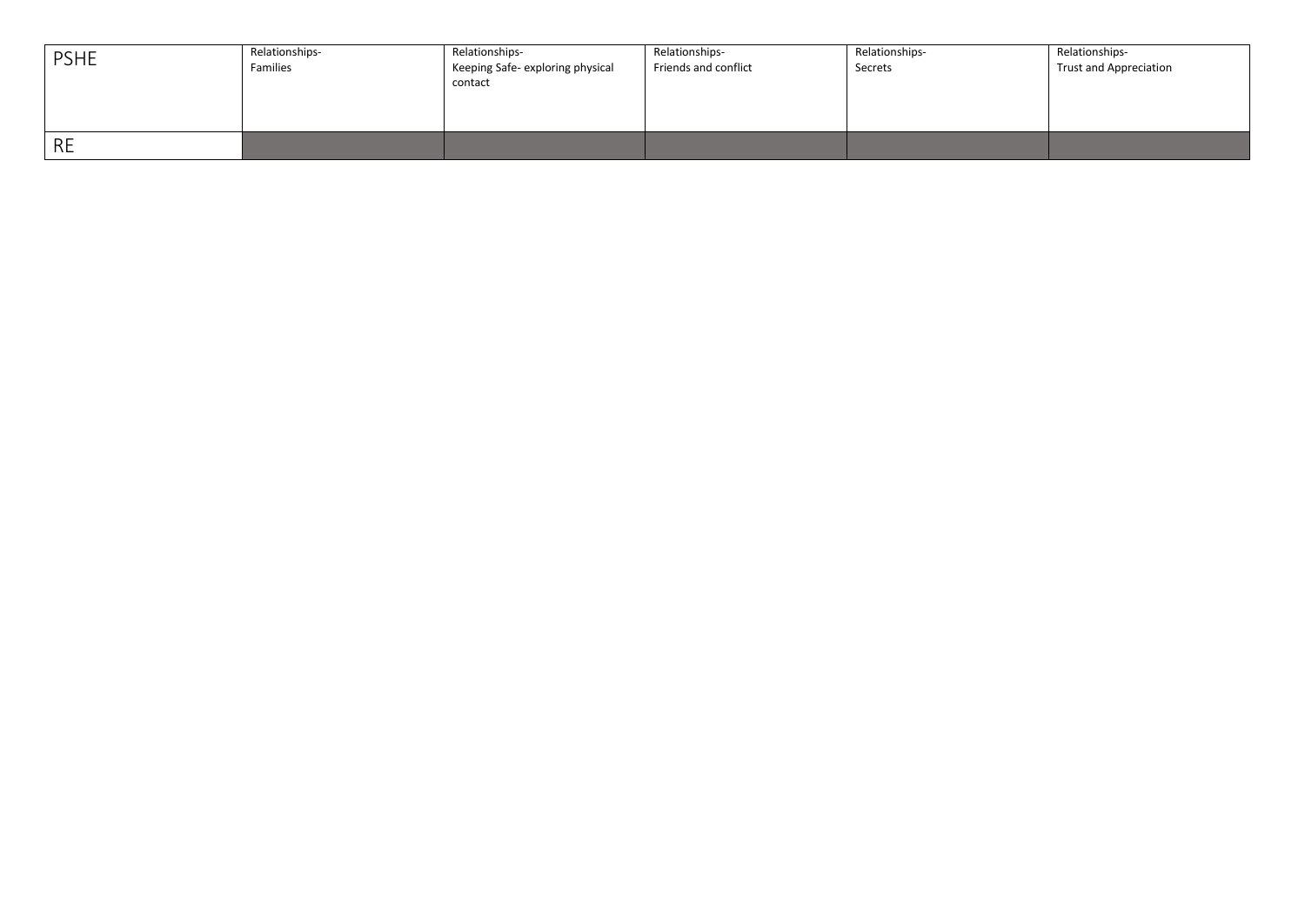| | | | | | |
|---|---|---|---|---|---|
| PSHE | Relationships- Families | Relationships- Keeping Safe- exploring physical contact | Relationships- Friends and conflict | Relationships- Secrets | Relationships- Trust and Appreciation |
| RE | | | | | |